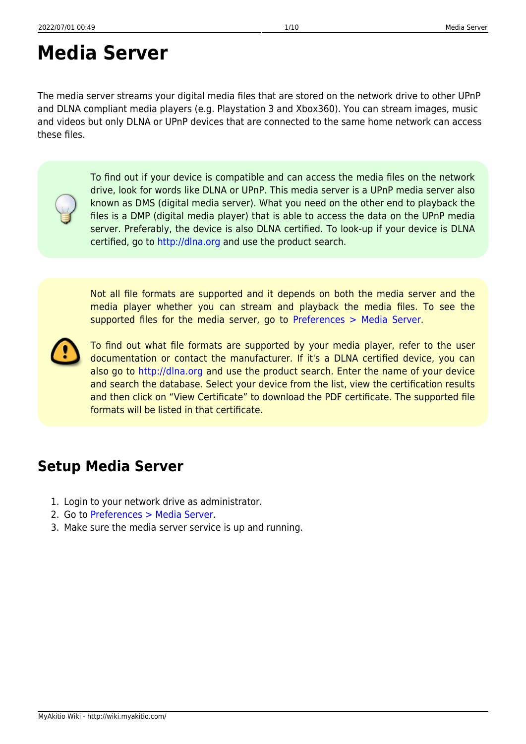# Media Server

The media server streams your digital media files that are stored on the network drive to other UPnP and DLNA compliant media players (e.g. Playstation 3 and Xbox360). You can stream images, music and videos but only DLNA or UPnP devices that are connected to the same home network can access these files.

> To find out if your device is compatible and can access the media files on the network drive, look for words like DLNA or UPnP. This media server is a UPnP media server also known as DMS (digital media server). What you need on the other end to playback the files is a DMP (digital media player) that is able to access the data on the UPnP media server. Preferably, the device is also DLNA certified. To look-up if your device is DLNA certified, go to http://dlna.org and use the product search.

> Not all file formats are supported and it depends on both the media server and the media player whether you can stream and playback the media files. To see the supported files for the media server, go to Preferences > Media Server.
>
> To find out what file formats are supported by your media player, refer to the user documentation or contact the manufacturer. If it's a DLNA certified device, you can also go to http://dlna.org and use the product search. Enter the name of your device and search the database. Select your device from the list, view the certification results and then click on "View Certificate" to download the PDF certificate. The supported file formats will be listed in that certificate.

## Setup Media Server

1. Login to your network drive as administrator.
2. Go to Preferences > Media Server.
3. Make sure the media server service is up and running.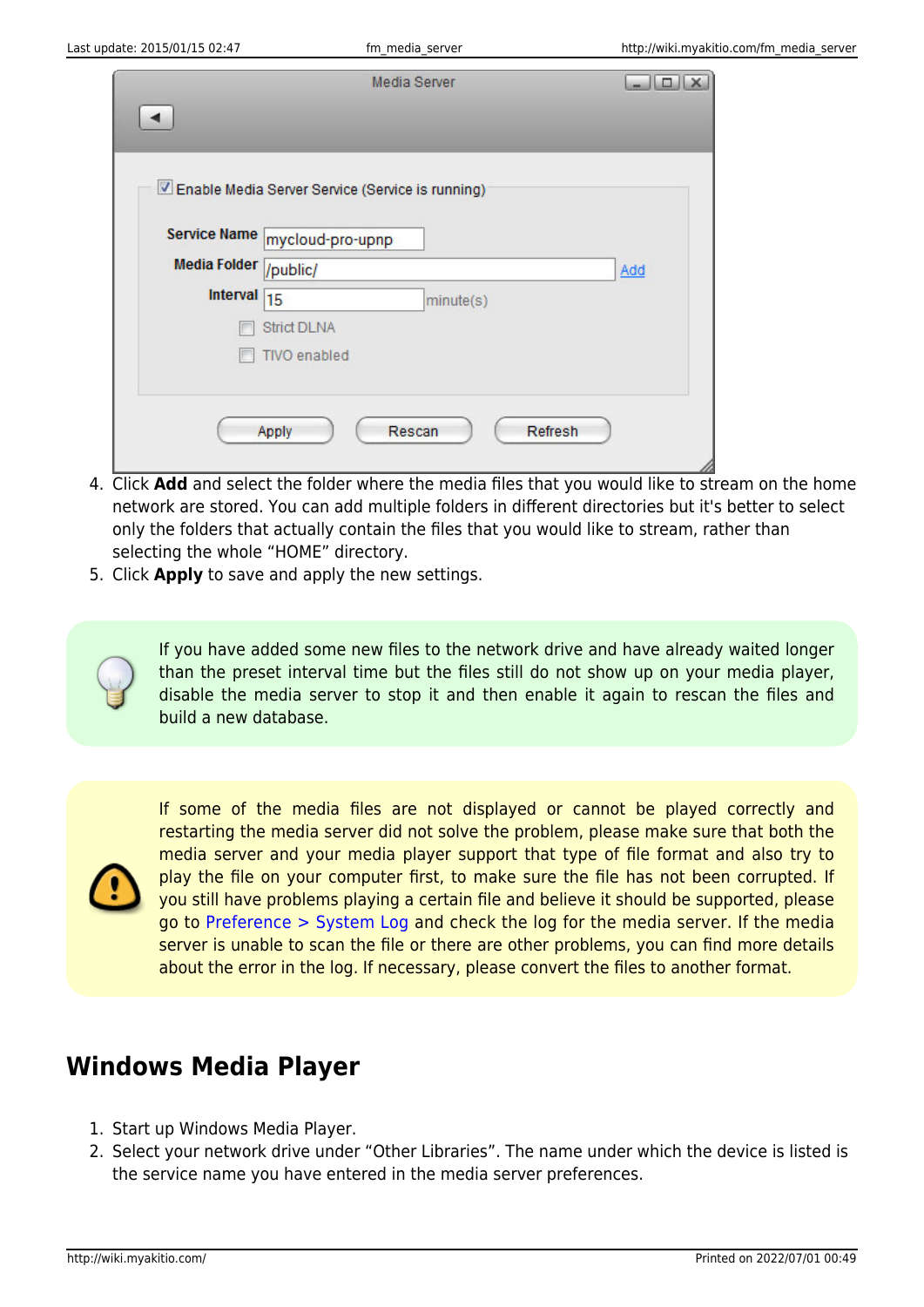4. Click **Add** and select the folder where the media files that you would like to stream on the home network are stored. You can add multiple folders in different directories but it's better to select only the folders that actually contain the files that you would like to stream, rather than selecting the whole "HOME" directory.
5. Click **Apply** to save and apply the new settings.

If you have added some new files to the network drive and have already waited longer than the preset interval time but the files still do not show up on your media player, disable the media server to stop it and then enable it again to rescan the files and build a new database.

If some of the media files are not displayed or cannot be played correctly and restarting the media server did not solve the problem, please make sure that both the media server and your media player support that type of file format and also try to play the file on your computer first, to make sure the file has not been corrupted. If you still have problems playing a certain file and believe it should be supported, please go to Preference > System Log and check the log for the media server. If the media server is unable to scan the file or there are other problems, you can find more details about the error in the log. If necessary, please convert the files to another format.

## Windows Media Player

1. Start up Windows Media Player.
2. Select your network drive under "Other Libraries". The name under which the device is listed is the service name you have entered in the media server preferences.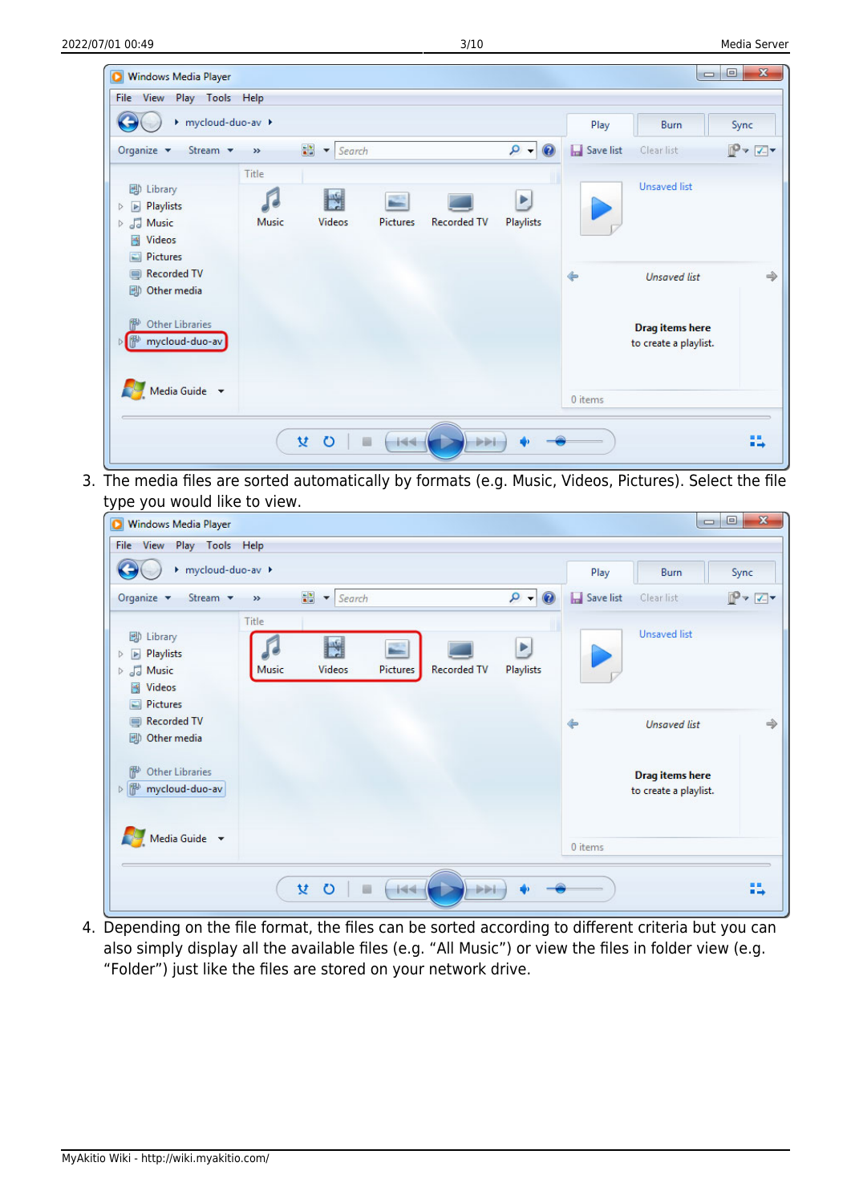3. The media files are sorted automatically by formats (e.g. Music, Videos, Pictures). Select the file type you would like to view.

4. Depending on the file format, the files can be sorted according to different criteria but you can also simply display all the available files (e.g. “All Music”) or view the files in folder view (e.g. “Folder”) just like the files are stored on your network drive.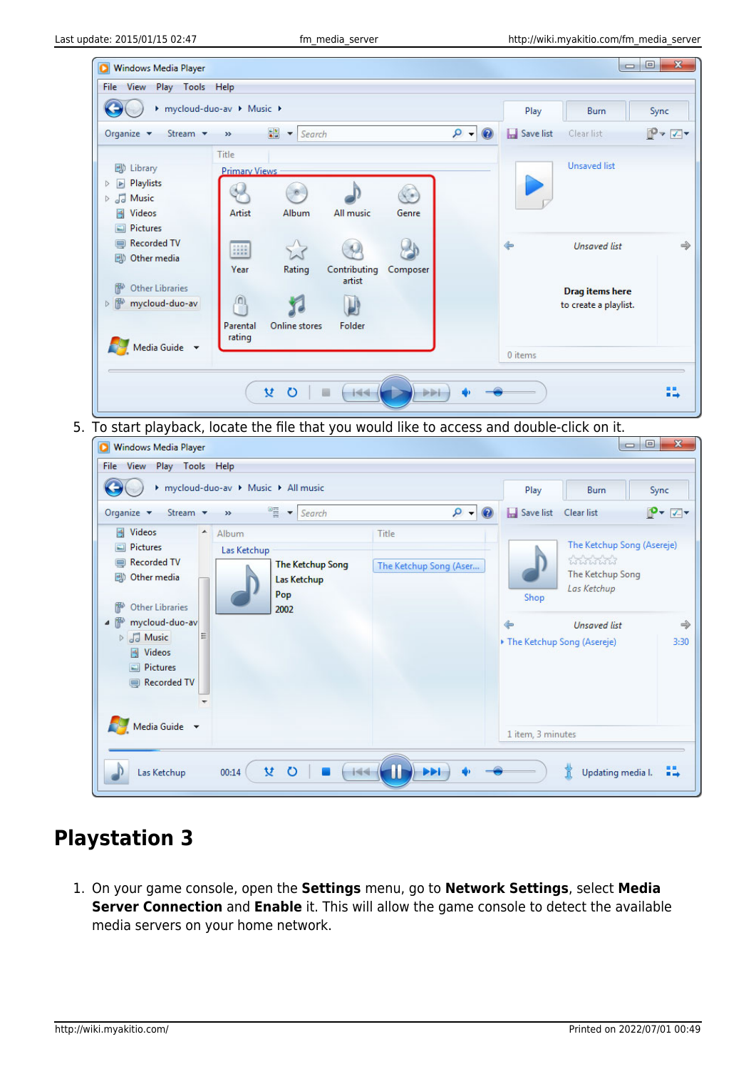5. To start playback, locate the file that you would like to access and double-click on it.

## Playstation 3

1. On your game console, open the **Settings** menu, go to **Network Settings**, select **Media Server Connection** and **Enable** it. This will allow the game console to detect the available media servers on your home network.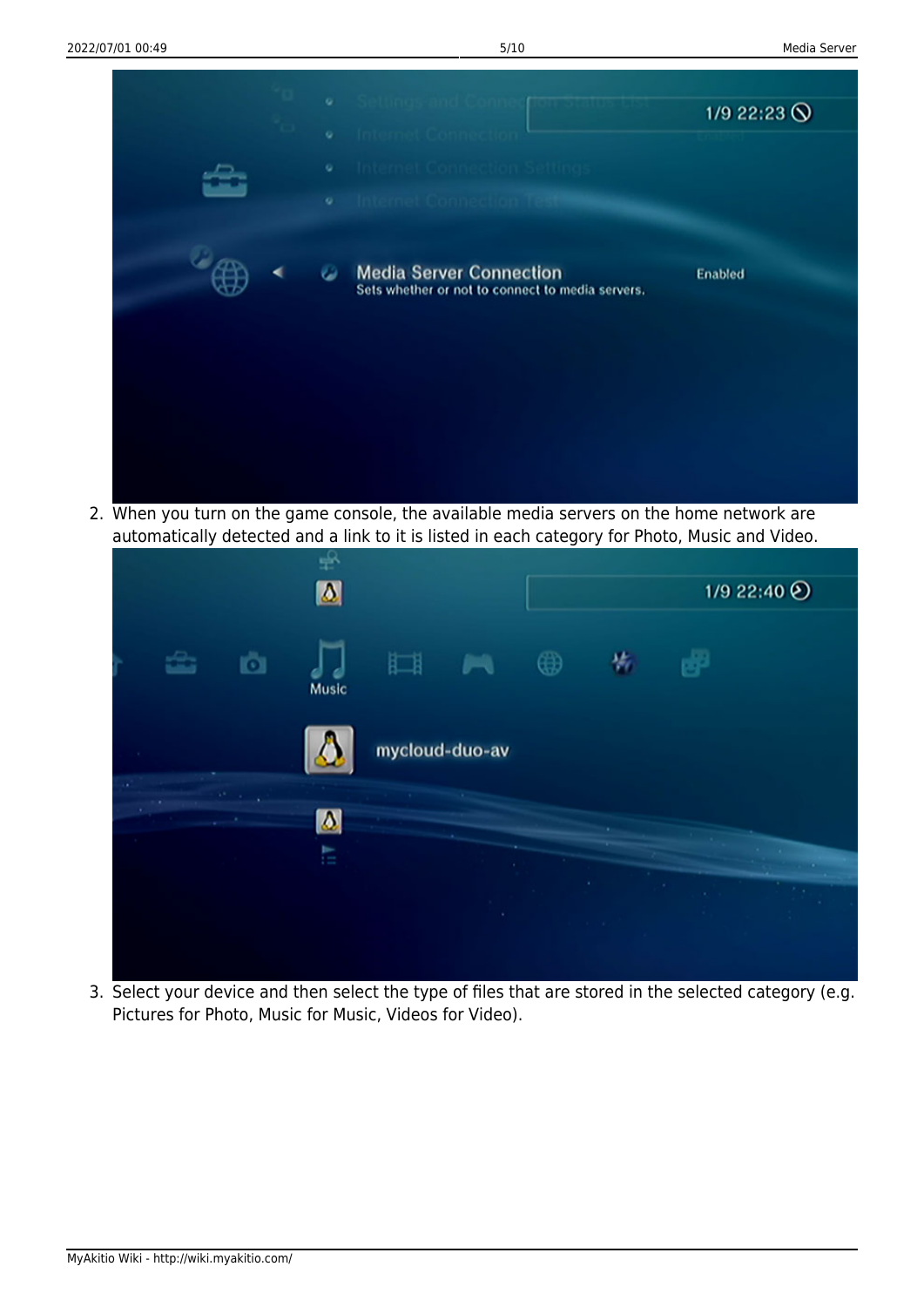2. When you turn on the game console, the available media servers on the home network are automatically detected and a link to it is listed in each category for Photo, Music and Video.

3. Select your device and then select the type of files that are stored in the selected category (e.g. Pictures for Photo, Music for Music, Videos for Video).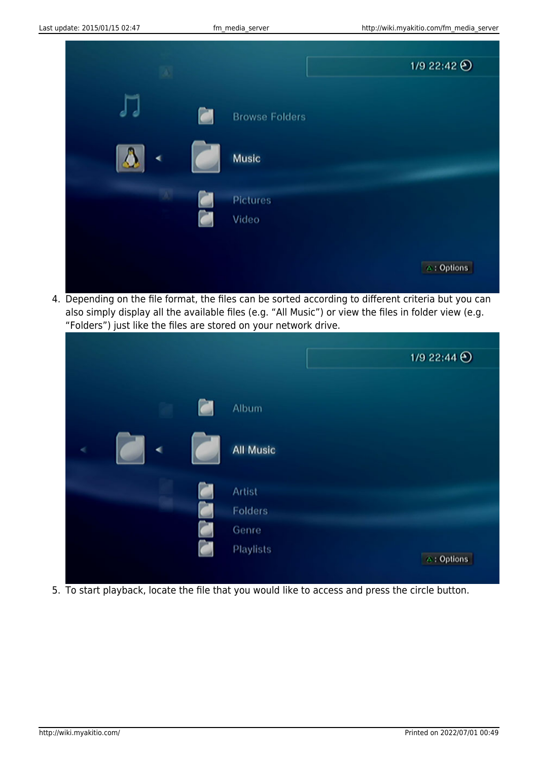4. Depending on the file format, the files can be sorted according to different criteria but you can also simply display all the available files (e.g. "All Music") or view the files in folder view (e.g. "Folders") just like the files are stored on your network drive.

5. To start playback, locate the file that you would like to access and press the circle button.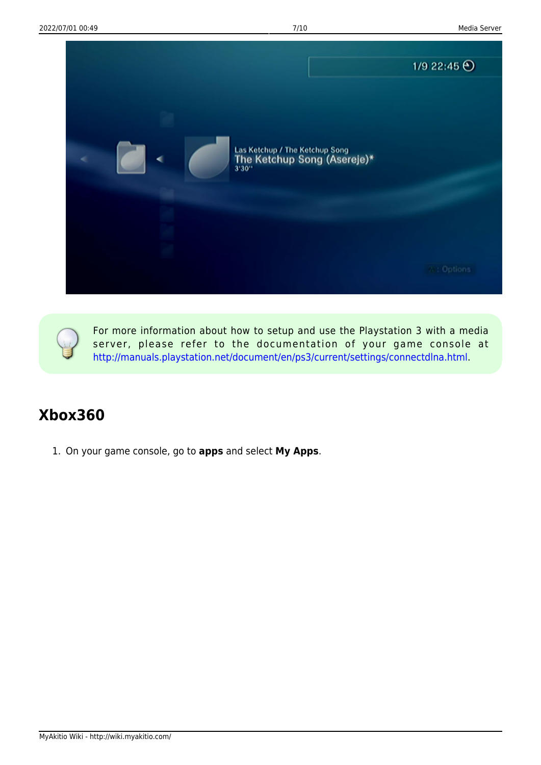For more information about how to setup and use the Playstation 3 with a media server, please refer to the documentation of your game console at http://manuals.playstation.net/document/en/ps3/current/settings/connectdlna.html.

## Xbox360

1. On your game console, go to **apps** and select **My Apps**.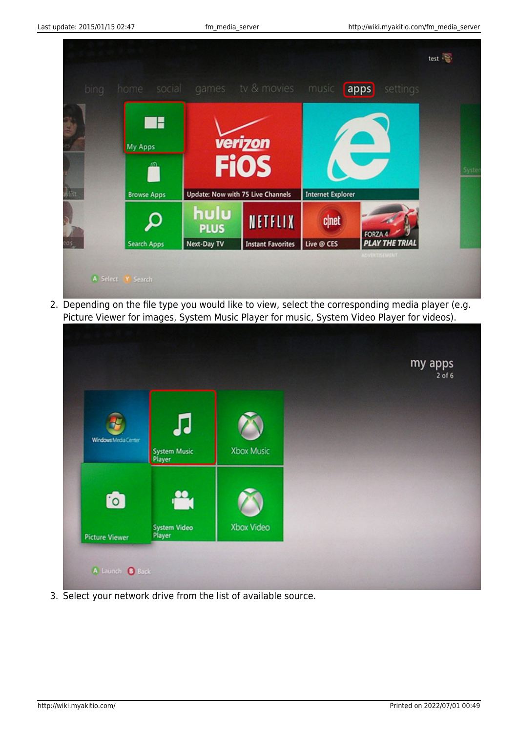2. Depending on the file type you would like to view, select the corresponding media player (e.g. Picture Viewer for images, System Music Player for music, System Video Player for videos).

3. Select your network drive from the list of available source.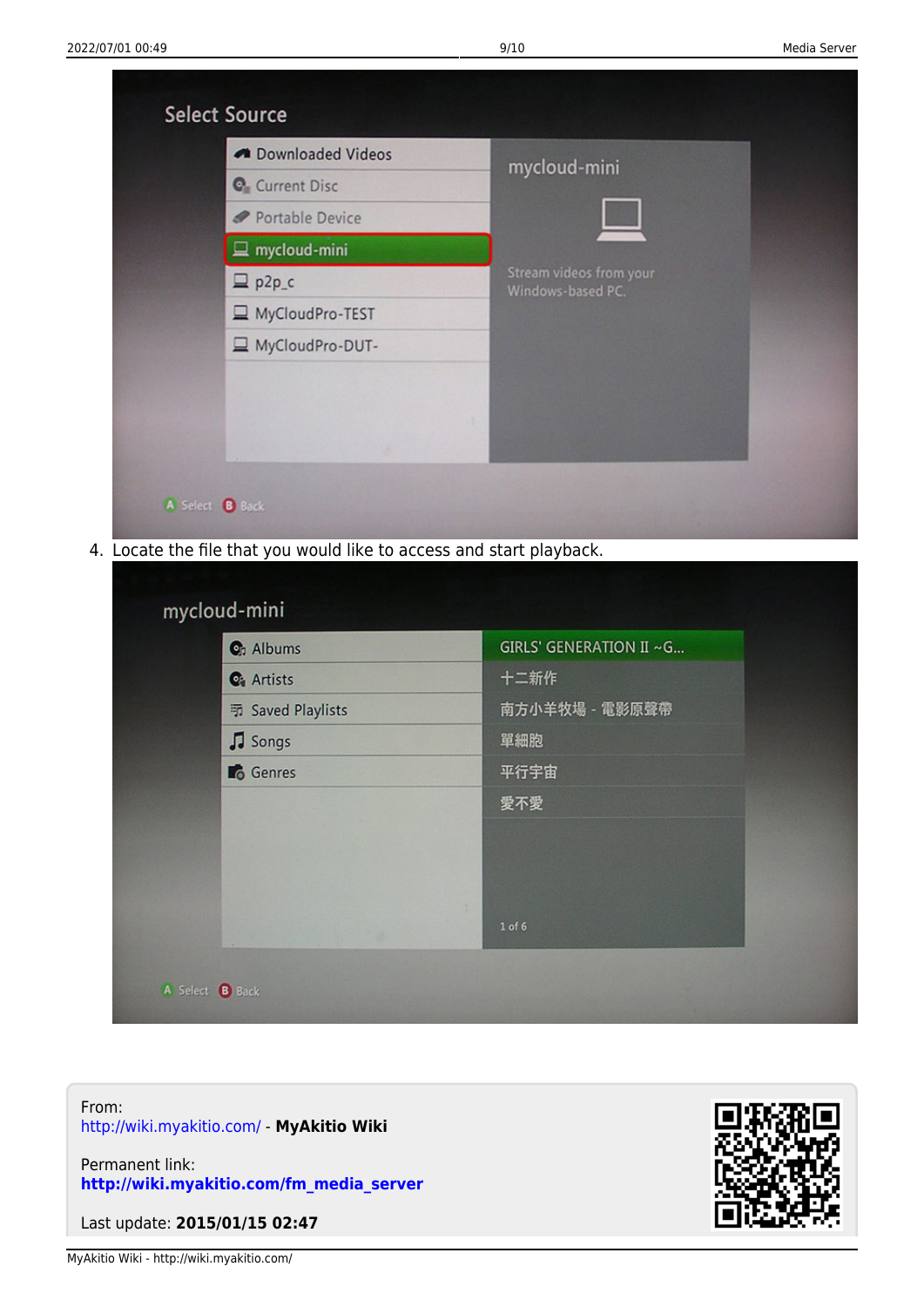4. Locate the file that you would like to access and start playback.

From:
http://wiki.myakitio.com/ - **MyAkitio Wiki**

Permanent link:
**http://wiki.myakitio.com/fm_media_server**

Last update: **2015/01/15 02:47**